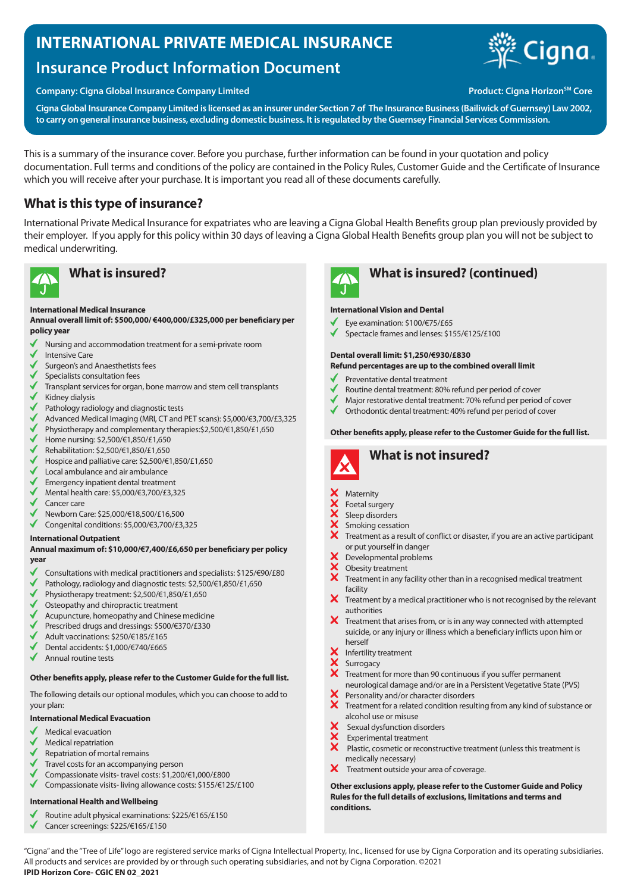# INTERNATIONAL PRIVATE MEDICAL INSURANCE

## Insurance Product Information Document

**Company: Cigna Global Insurance Company Limited**

**Product: Cigna Horizon℠ Core**

**Cigna Global Insurance Company Limited is licensed as an insurer under Section 7 of The Insurance Business (Bailiwick of Guernsey) Law 2002, to carry on general insurance business, excluding domestic business. It is regulated by the Guernsey Financial Services Commission.**

This is a summary of the insurance cover. Before you purchase, further information can be found in your quotation and policy documentation. Full terms and conditions of the policy are contained in the Policy Rules, Customer Guide and the Certificate of Insurance which you will receive after your purchase. It is important you read all of these documents carefully.

## What is this type of insurance?

International Private Medical Insurance for expatriates who are leaving a Cigna Global Health Benefits group plan previously provided by their employer. If you apply for this policy within 30 days of leaving a Cigna Global Health Benefits group plan you will not be subject to medical underwriting.

## What is insured?

**International Medical Insurance**

**Annual overall limit of: $500,000/ €400,000/£325,000 per beneficiary per policy year**

- ✓ Nursing and accommodation treatment for a semi-private room
- ✓ Intensive Care
- ✓ Surgeon's and Anaesthetists fees
- ✓ Specialists consultation fees
- ✓ Transplant services for organ, bone marrow and stem cell transplants
- ✓ Kidney dialysis
- ✓ Pathology radiology and diagnostic tests
- ✓ Advanced Medical Imaging (MRI, CT and PET scans): $5,000/€3,700/£3,325
- ✓ Physiotherapy and complementary therapies:$2,500/€1,850/£1,650
- ✓ Home nursing: $2,500/€1,850/£1,650
- ✓ Rehabilitation: $2,500/€1,850/£1,650
- ✓ Hospice and palliative care: $2,500/€1,850/£1,650
- ✓ Local ambulance and air ambulance
- ✓ Emergency inpatient dental treatment
- ✓ Mental health care: $5,000/€3,700/£3,325
- ✓ Cancer care
- ✓ Newborn Care: $25,000/€18,500/£16,500
- ✓ Congenital conditions: $5,000/€3,700/£3,325

**International Outpatient**

**Annual maximum of: $10,000/€7,400/£6,650 per beneficiary per policy year**

- ✓ Consultations with medical practitioners and specialists: $125/€90/£80
- ✓ Pathology, radiology and diagnostic tests: $2,500/€1,850/£1,650
- ✓ Physiotherapy treatment: $2,500/€1,850/£1,650
- ✓ Osteopathy and chiropractic treatment
- ✓ Acupuncture, homeopathy and Chinese medicine
- ✓ Prescribed drugs and dressings: $500/€370/£330
- ✓ Adult vaccinations: $250/€185/£165
- ✓ Dental accidents: $1,000/€740/£665
- ✓ Annual routine tests

**Other benefits apply, please refer to the Customer Guide for the full list.**

The following details our optional modules, which you can choose to add to your plan:

**International Medical Evacuation**

- ✓ Medical evacuation
- ✓ Medical repatriation
- ✓ Repatriation of mortal remains
- ✓ Travel costs for an accompanying person
- ✓ Compassionate visits- travel costs: $1,200/€1,000/£800
- ✓ Compassionate visits- living allowance costs: $155/€125/£100

**International Health and Wellbeing**

- ✓ Routine adult physical examinations: $225/€165/£150
- ✓ Cancer screenings: $225/€165/£150

## What is insured? (continued)

**International Vision and Dental**

- ✓ Eye examination: $100/€75/£65
- ✓ Spectacle frames and lenses: $155/€125/£100

**Dental overall limit: $1,250/€930/£830**

**Refund percentages are up to the combined overall limit**

- ✓ Preventative dental treatment
- ✓ Routine dental treatment: 80% refund per period of cover
- ✓ Major restorative dental treatment: 70% refund per period of cover
- ✓ Orthodontic dental treatment: 40% refund per period of cover

**Other benefits apply, please refer to the Customer Guide for the full list.**

## What is not insured?

- ✗ Maternity
- ✗ Foetal surgery
- ✗ Sleep disorders
- ✗ Smoking cessation
- ✗ Treatment as a result of conflict or disaster, if you are an active participant or put yourself in danger
- ✗ Developmental problems
- ✗ Obesity treatment
- ✗ Treatment in any facility other than in a recognised medical treatment facility
- ✗ Treatment by a medical practitioner who is not recognised by the relevant authorities
- ✗ Treatment that arises from, or is in any way connected with attempted suicide, or any injury or illness which a beneficiary inflicts upon him or herself
- ✗ Infertility treatment
- ✗ Surrogacy
- ✗ Treatment for more than 90 continuous if you suffer permanent neurological damage and/or are in a Persistent Vegetative State (PVS)
- ✗ Personality and/or character disorders
- ✗ Treatment for a related condition resulting from any kind of substance or alcohol use or misuse
- ✗ Sexual dysfunction disorders
- ✗ Experimental treatment
- ✗ Plastic, cosmetic or reconstructive treatment (unless this treatment is medically necessary)
- ✗ Treatment outside your area of coverage.

**Other exclusions apply, please refer to the Customer Guide and Policy Rules for the full details of exclusions, limitations and terms and conditions.**

"Cigna" and the "Tree of Life" logo are registered service marks of Cigna Intellectual Property, Inc., licensed for use by Cigna Corporation and its operating subsidiaries. All products and services are provided by or through such operating subsidiaries, and not by Cigna Corporation. ©2021

**IPID Horizon Core- CGIC EN 02_2021**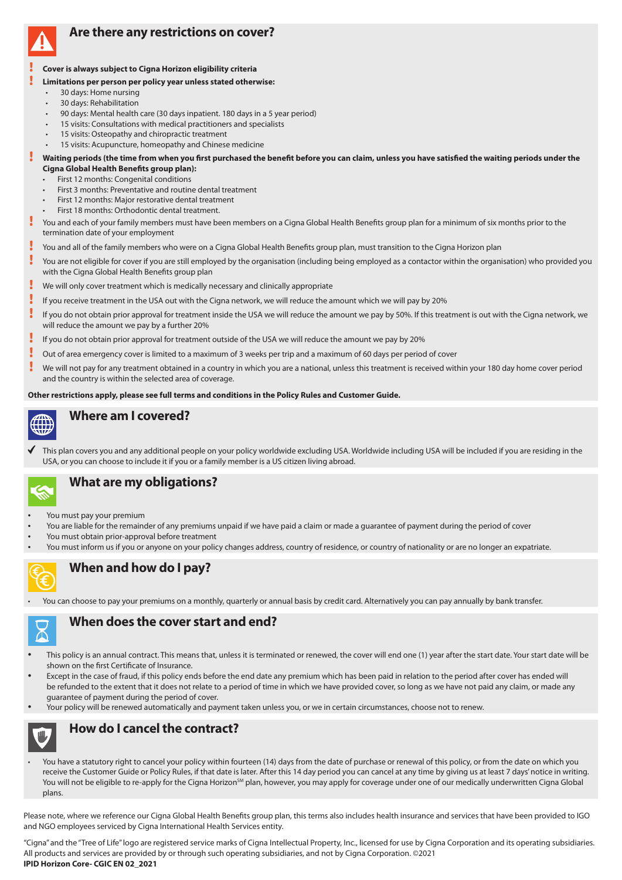## Are there any restrictions on cover?

- **Cover is always subject to Cigna Horizon eligibility criteria**
- **Limitations per person per policy year unless stated otherwise:**
  - 30 days: Home nursing
  - 30 days: Rehabilitation
  - 90 days: Mental health care (30 days inpatient. 180 days in a 5 year period)
  - 15 visits: Consultations with medical practitioners and specialists
  - 15 visits: Osteopathy and chiropractic treatment
  - 15 visits: Acupuncture, homeopathy and Chinese medicine
- **Waiting periods (the time from when you first purchased the benefit before you can claim, unless you have satisfied the waiting periods under the Cigna Global Health Benefits group plan):**
  - First 12 months: Congenital conditions
  - First 3 months: Preventative and routine dental treatment
  - First 12 months: Major restorative dental treatment
  - First 18 months: Orthodontic dental treatment.
- You and each of your family members must have been members on a Cigna Global Health Benefits group plan for a minimum of six months prior to the termination date of your employment
- You and all of the family members who were on a Cigna Global Health Benefits group plan, must transition to the Cigna Horizon plan
- You are not eligible for cover if you are still employed by the organisation (including being employed as a contactor within the organisation) who provided you with the Cigna Global Health Benefits group plan
- We will only cover treatment which is medically necessary and clinically appropriate
- If you receive treatment in the USA out with the Cigna network, we will reduce the amount which we will pay by 20%
- If you do not obtain prior approval for treatment inside the USA we will reduce the amount we pay by 50%. If this treatment is out with the Cigna network, we will reduce the amount we pay by a further 20%
- If you do not obtain prior approval for treatment outside of the USA we will reduce the amount we pay by 20%
- Out of area emergency cover is limited to a maximum of 3 weeks per trip and a maximum of 60 days per period of cover
- We will not pay for any treatment obtained in a country in which you are a national, unless this treatment is received within your 180 day home cover period and the country is within the selected area of coverage.

**Other restrictions apply, please see full terms and conditions in the Policy Rules and Customer Guide.**

## Where am I covered?

✓ This plan covers you and any additional people on your policy worldwide excluding USA. Worldwide including USA will be included if you are residing in the USA, or you can choose to include it if you or a family member is a US citizen living abroad.

## What are my obligations?

- You must pay your premium
- You are liable for the remainder of any premiums unpaid if we have paid a claim or made a guarantee of payment during the period of cover
- You must obtain prior-approval before treatment
- You must inform us if you or anyone on your policy changes address, country of residence, or country of nationality or are no longer an expatriate.

## When and how do I pay?

- You can choose to pay your premiums on a monthly, quarterly or annual basis by credit card. Alternatively you can pay annually by bank transfer.

## When does the cover start and end?

- This policy is an annual contract. This means that, unless it is terminated or renewed, the cover will end one (1) year after the start date. Your start date will be shown on the first Certificate of Insurance.
- Except in the case of fraud, if this policy ends before the end date any premium which has been paid in relation to the period after cover has ended will be refunded to the extent that it does not relate to a period of time in which we have provided cover, so long as we have not paid any claim, or made any guarantee of payment during the period of cover.
- Your policy will be renewed automatically and payment taken unless you, or we in certain circumstances, choose not to renew.

## How do I cancel the contract?

- You have a statutory right to cancel your policy within fourteen (14) days from the date of purchase or renewal of this policy, or from the date on which you receive the Customer Guide or Policy Rules, if that date is later. After this 14 day period you can cancel at any time by giving us at least 7 days' notice in writing. You will not be eligible to re-apply for the Cigna Horizon℠ plan, however, you may apply for coverage under one of our medically underwritten Cigna Global plans.

Please note, where we reference our Cigna Global Health Benefits group plan, this terms also includes health insurance and services that have been provided to IGO and NGO employees serviced by Cigna International Health Services entity.

"Cigna" and the "Tree of Life" logo are registered service marks of Cigna Intellectual Property, Inc., licensed for use by Cigna Corporation and its operating subsidiaries. All products and services are provided by or through such operating subsidiaries, and not by Cigna Corporation. ©2021

**IPID Horizon Core- CGIC EN 02_2021**